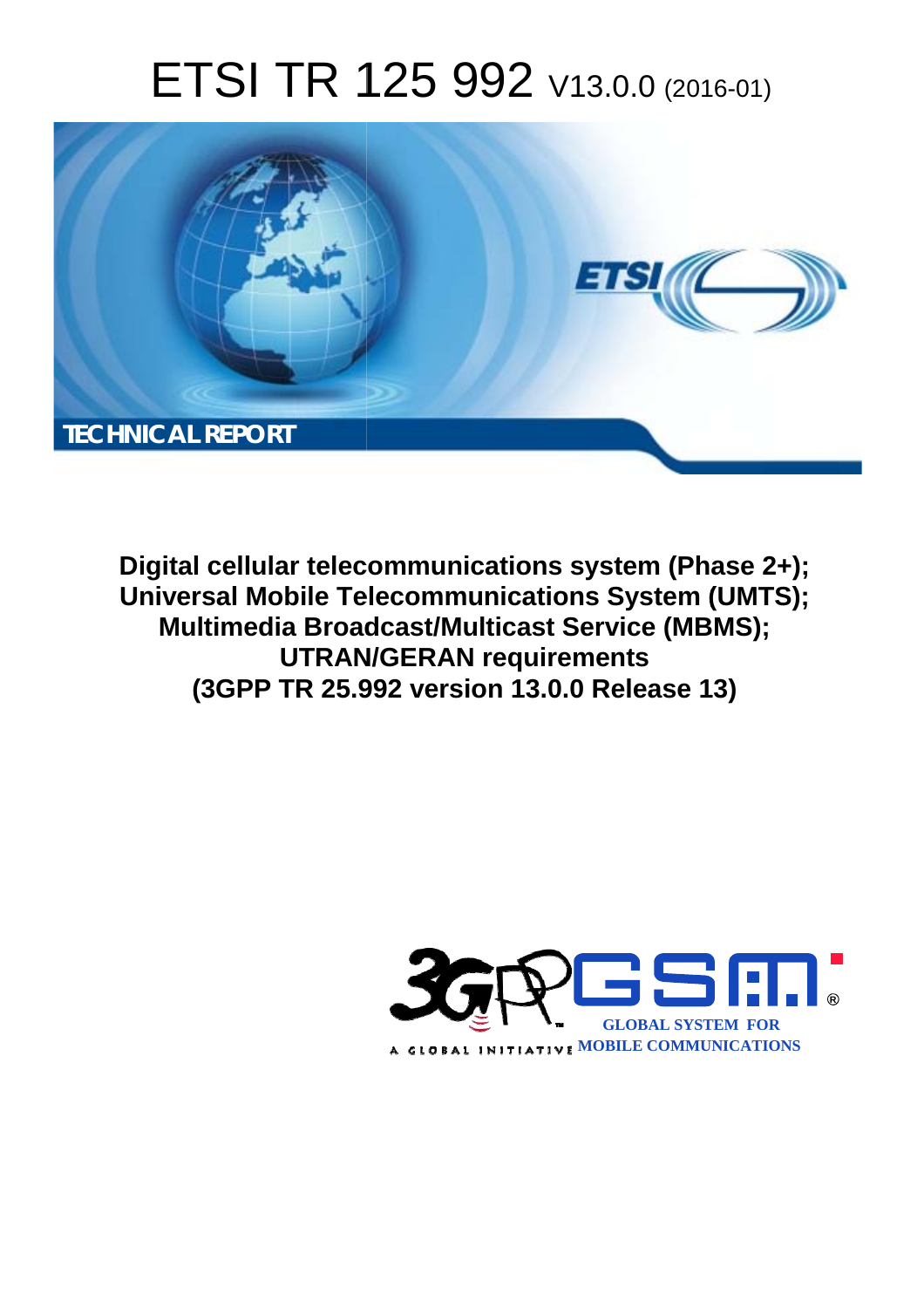# ETSI TR 125 992 V13.0.0 (2016-01)

TECHNICAL REPORT

**Digital cellular telecommunications system (Phase 2+); Universal Mobile Telecommunications System (UMTS); Multimedia Broadcast/Multicast Service (MBMS); UTRAN/GERAN requirements (3GPP TR 25.992 version 13.0.0 Release 13)**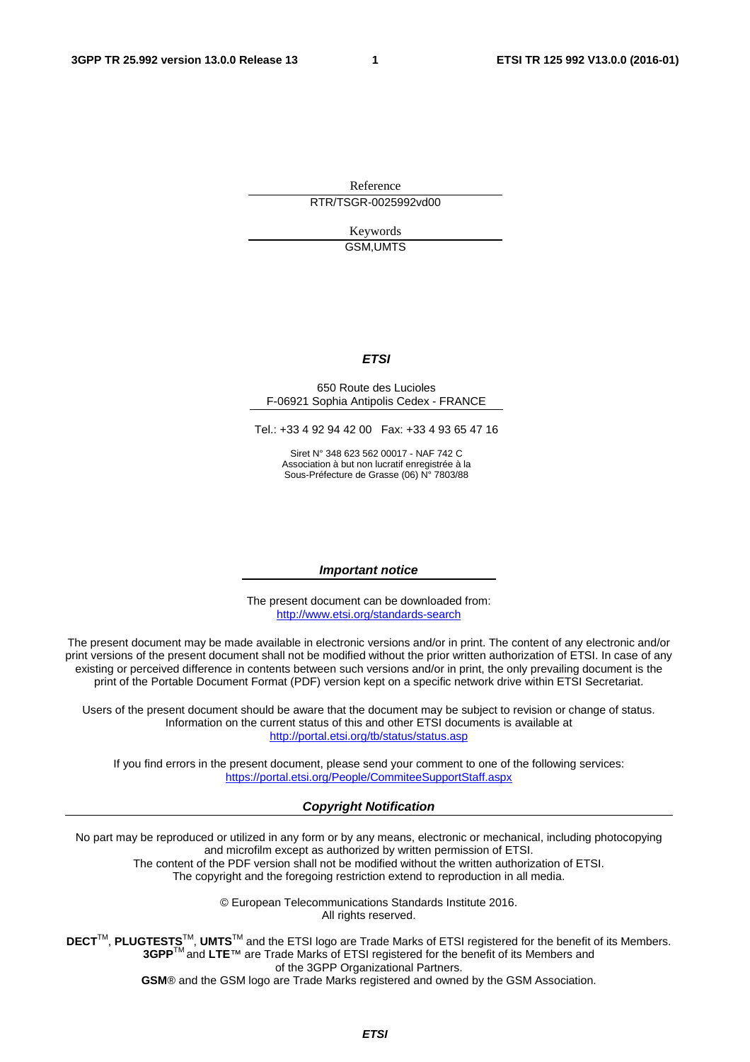Reference

RTR/TSGR-0025992vd00

Keywords

GSM,UMTS

***ETSI***

650 Route des Lucioles
F-06921 Sophia Antipolis Cedex - FRANCE

Tel.: +33 4 92 94 42 00 Fax: +33 4 93 65 47 16

Siret N° 348 623 562 00017 - NAF 742 C
Association à but non lucratif enregistrée à la
Sous-Préfecture de Grasse (06) N° 7803/88

***Important notice***

The present document can be downloaded from:
http://www.etsi.org/standards-search

The present document may be made available in electronic versions and/or in print. The content of any electronic and/or print versions of the present document shall not be modified without the prior written authorization of ETSI. In case of any existing or perceived difference in contents between such versions and/or in print, the only prevailing document is the print of the Portable Document Format (PDF) version kept on a specific network drive within ETSI Secretariat.

Users of the present document should be aware that the document may be subject to revision or change of status. Information on the current status of this and other ETSI documents is available at
http://portal.etsi.org/tb/status/status.asp

If you find errors in the present document, please send your comment to one of the following services:
https://portal.etsi.org/People/CommiteeSupportStaff.aspx

***Copyright Notification***

No part may be reproduced or utilized in any form or by any means, electronic or mechanical, including photocopying and microfilm except as authorized by written permission of ETSI.
The content of the PDF version shall not be modified without the written authorization of ETSI.
The copyright and the foregoing restriction extend to reproduction in all media.

© European Telecommunications Standards Institute 2016.
All rights reserved.

**DECT**™, **PLUGTESTS**™, **UMTS**™ and the ETSI logo are Trade Marks of ETSI registered for the benefit of its Members.
**3GPP**™ and **LTE**™ are Trade Marks of ETSI registered for the benefit of its Members and of the 3GPP Organizational Partners.
**GSM**® and the GSM logo are Trade Marks registered and owned by the GSM Association.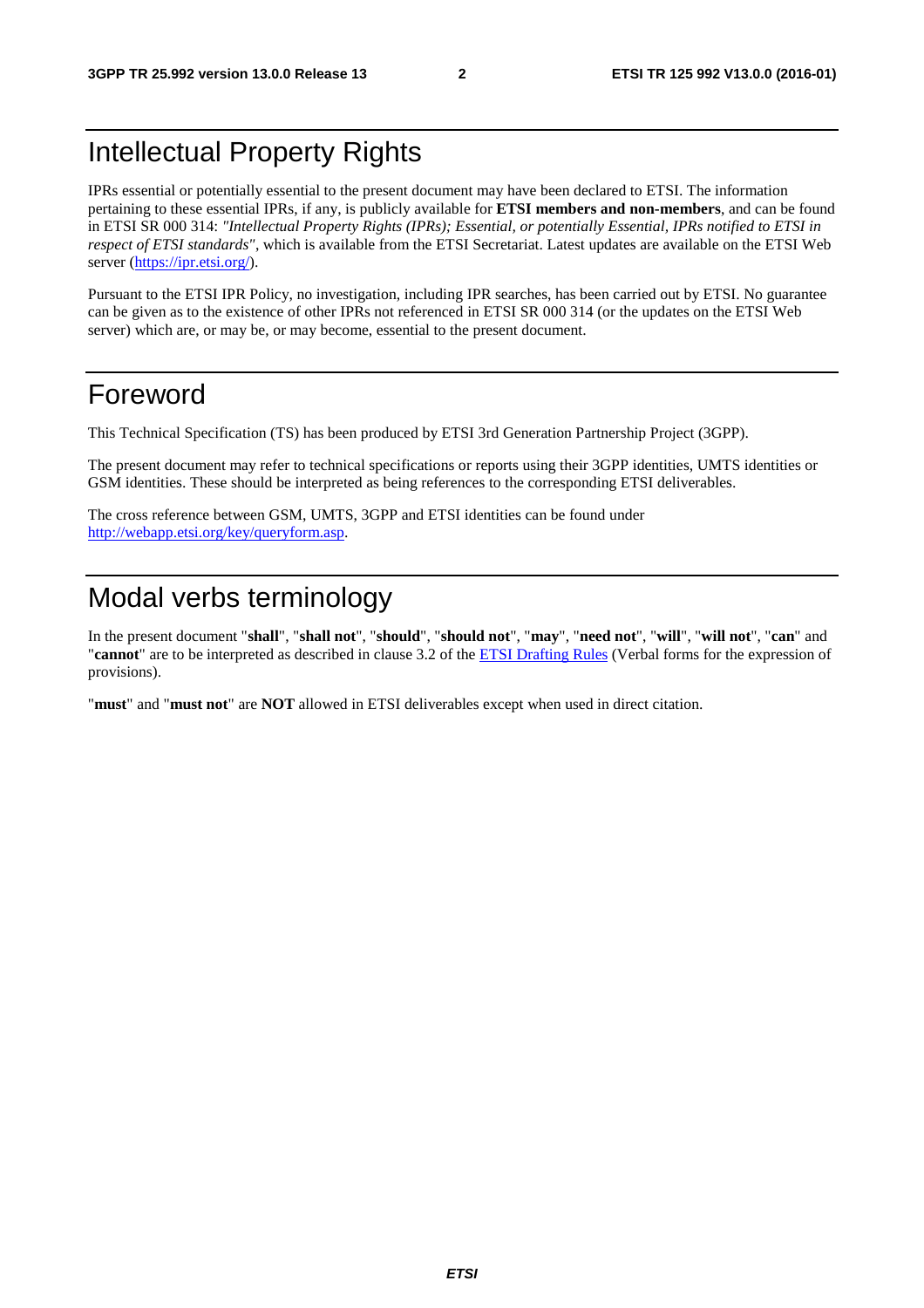# Intellectual Property Rights

IPRs essential or potentially essential to the present document may have been declared to ETSI. The information pertaining to these essential IPRs, if any, is publicly available for **ETSI members and non-members**, and can be found in ETSI SR 000 314: *"Intellectual Property Rights (IPRs); Essential, or potentially Essential, IPRs notified to ETSI in respect of ETSI standards"*, which is available from the ETSI Secretariat. Latest updates are available on the ETSI Web server (https://ipr.etsi.org/).

Pursuant to the ETSI IPR Policy, no investigation, including IPR searches, has been carried out by ETSI. No guarantee can be given as to the existence of other IPRs not referenced in ETSI SR 000 314 (or the updates on the ETSI Web server) which are, or may be, or may become, essential to the present document.

# Foreword

This Technical Specification (TS) has been produced by ETSI 3rd Generation Partnership Project (3GPP).

The present document may refer to technical specifications or reports using their 3GPP identities, UMTS identities or GSM identities. These should be interpreted as being references to the corresponding ETSI deliverables.

The cross reference between GSM, UMTS, 3GPP and ETSI identities can be found under http://webapp.etsi.org/key/queryform.asp.

# Modal verbs terminology

In the present document "**shall**", "**shall not**", "**should**", "**should not**", "**may**", "**need not**", "**will**", "**will not**", "**can**" and "**cannot**" are to be interpreted as described in clause 3.2 of the ETSI Drafting Rules (Verbal forms for the expression of provisions).

"**must**" and "**must not**" are **NOT** allowed in ETSI deliverables except when used in direct citation.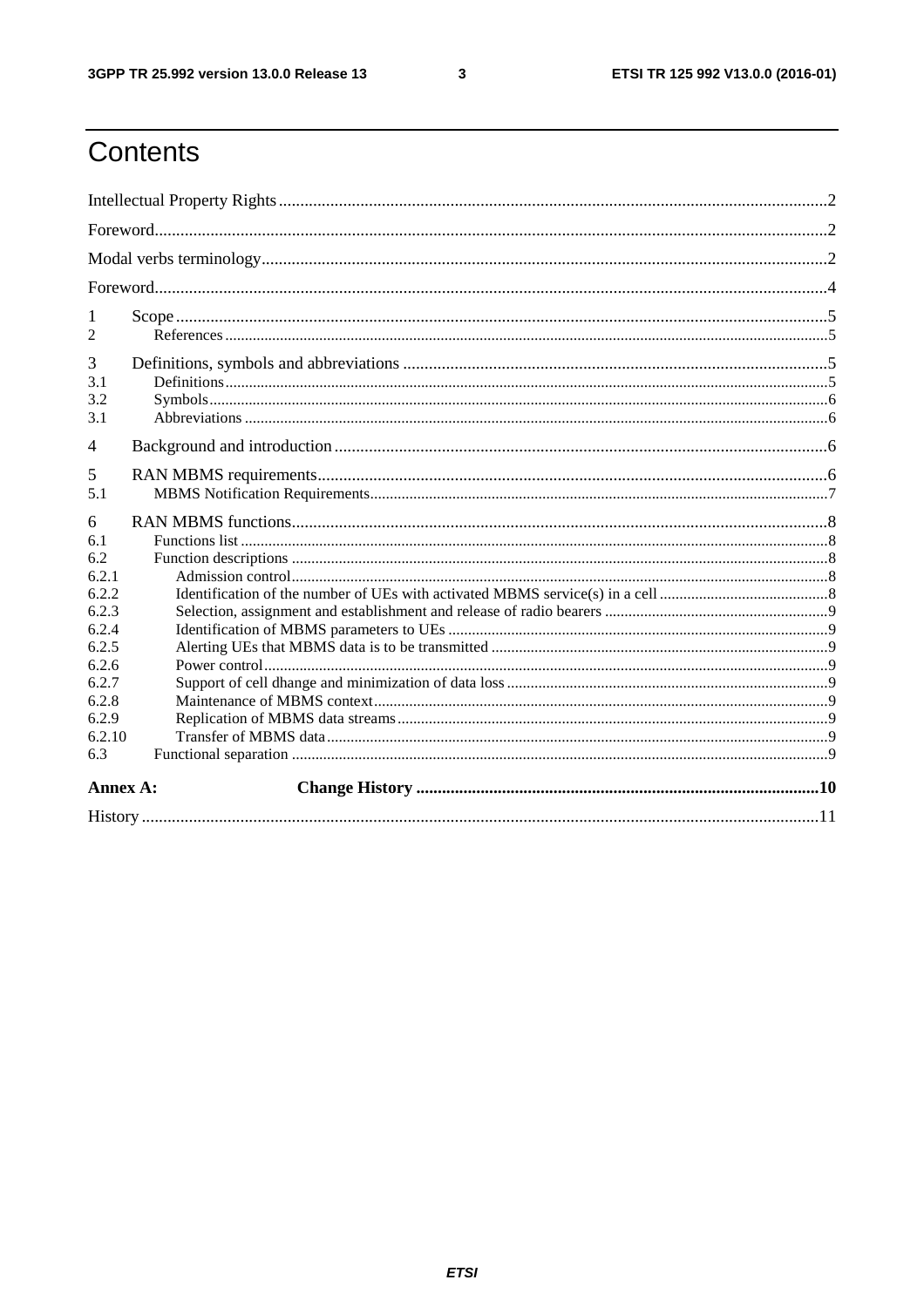# Contents

Intellectual Property Rights ..... 2

Foreword ..... 2

Modal verbs terminology ..... 2

Foreword ..... 4

1 Scope ..... 5

2 References ..... 5

3 Definitions, symbols and abbreviations ..... 5

3.1 Definitions ..... 5

3.2 Symbols ..... 6

3.1 Abbreviations ..... 6

4 Background and introduction ..... 6

5 RAN MBMS requirements ..... 6

5.1 MBMS Notification Requirements ..... 7

6 RAN MBMS functions ..... 8

6.1 Functions list ..... 8

6.2 Function descriptions ..... 8

6.2.1 Admission control ..... 8

6.2.2 Identification of the number of UEs with activated MBMS service(s) in a cell ..... 8

6.2.3 Selection, assignment and establishment and release of radio bearers ..... 9

6.2.4 Identification of MBMS parameters to UEs ..... 9

6.2.5 Alerting UEs that MBMS data is to be transmitted ..... 9

6.2.6 Power control ..... 9

6.2.7 Support of cell dhange and minimization of data loss ..... 9

6.2.8 Maintenance of MBMS context ..... 9

6.2.9 Replication of MBMS data streams ..... 9

6.2.10 Transfer of MBMS data ..... 9

6.3 Functional separation ..... 9

**Annex A: Change History ..... 10**

History ..... 11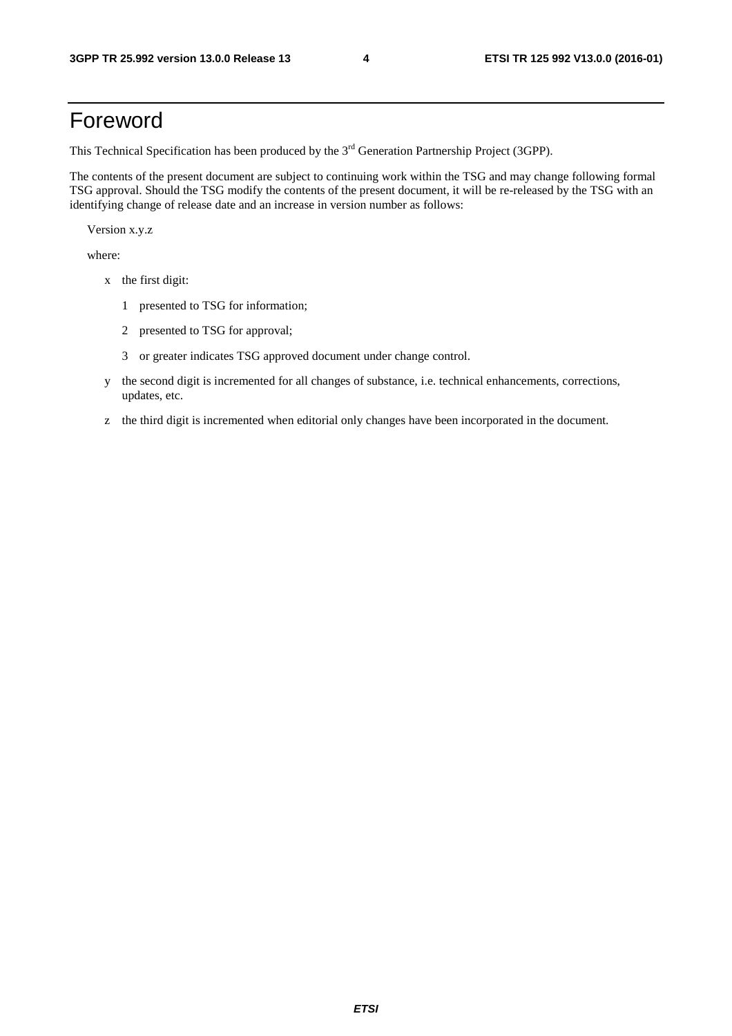# Foreword

This Technical Specification has been produced by the 3rd Generation Partnership Project (3GPP).

The contents of the present document are subject to continuing work within the TSG and may change following formal TSG approval. Should the TSG modify the contents of the present document, it will be re-released by the TSG with an identifying change of release date and an increase in version number as follows:

Version x.y.z

where:

- x the first digit:
  - 1 presented to TSG for information;
  - 2 presented to TSG for approval;
  - 3 or greater indicates TSG approved document under change control.
- y the second digit is incremented for all changes of substance, i.e. technical enhancements, corrections, updates, etc.
- z the third digit is incremented when editorial only changes have been incorporated in the document.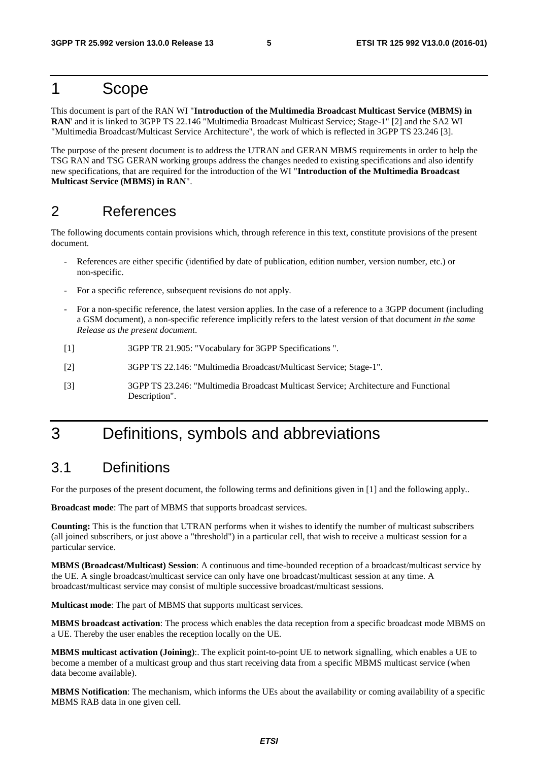# 1 Scope

This document is part of the RAN WI "**Introduction of the Multimedia Broadcast Multicast Service (MBMS) in RAN**' and it is linked to 3GPP TS 22.146 "Multimedia Broadcast Multicast Service; Stage-1" [2] and the SA2 WI "Multimedia Broadcast/Multicast Service Architecture", the work of which is reflected in 3GPP TS 23.246 [3].

The purpose of the present document is to address the UTRAN and GERAN MBMS requirements in order to help the TSG RAN and TSG GERAN working groups address the changes needed to existing specifications and also identify new specifications, that are required for the introduction of the WI "**Introduction of the Multimedia Broadcast Multicast Service (MBMS) in RAN**".

# 2 References

The following documents contain provisions which, through reference in this text, constitute provisions of the present document.

- References are either specific (identified by date of publication, edition number, version number, etc.) or non-specific.
- For a specific reference, subsequent revisions do not apply.
- For a non-specific reference, the latest version applies. In the case of a reference to a 3GPP document (including a GSM document), a non-specific reference implicitly refers to the latest version of that document *in the same Release as the present document*.

[1] 3GPP TR 21.905: "Vocabulary for 3GPP Specifications ".

[2] 3GPP TS 22.146: "Multimedia Broadcast/Multicast Service; Stage-1".

[3] 3GPP TS 23.246: "Multimedia Broadcast Multicast Service; Architecture and Functional Description".

# 3 Definitions, symbols and abbreviations

## 3.1 Definitions

For the purposes of the present document, the following terms and definitions given in [1] and the following apply..

**Broadcast mode**: The part of MBMS that supports broadcast services.

**Counting:** This is the function that UTRAN performs when it wishes to identify the number of multicast subscribers (all joined subscribers, or just above a "threshold") in a particular cell, that wish to receive a multicast session for a particular service.

**MBMS (Broadcast/Multicast) Session**: A continuous and time-bounded reception of a broadcast/multicast service by the UE. A single broadcast/multicast service can only have one broadcast/multicast session at any time. A broadcast/multicast service may consist of multiple successive broadcast/multicast sessions.

**Multicast mode**: The part of MBMS that supports multicast services.

**MBMS broadcast activation**: The process which enables the data reception from a specific broadcast mode MBMS on a UE. Thereby the user enables the reception locally on the UE.

**MBMS multicast activation (Joining)**:. The explicit point-to-point UE to network signalling, which enables a UE to become a member of a multicast group and thus start receiving data from a specific MBMS multicast service (when data become available).

**MBMS Notification**: The mechanism, which informs the UEs about the availability or coming availability of a specific MBMS RAB data in one given cell.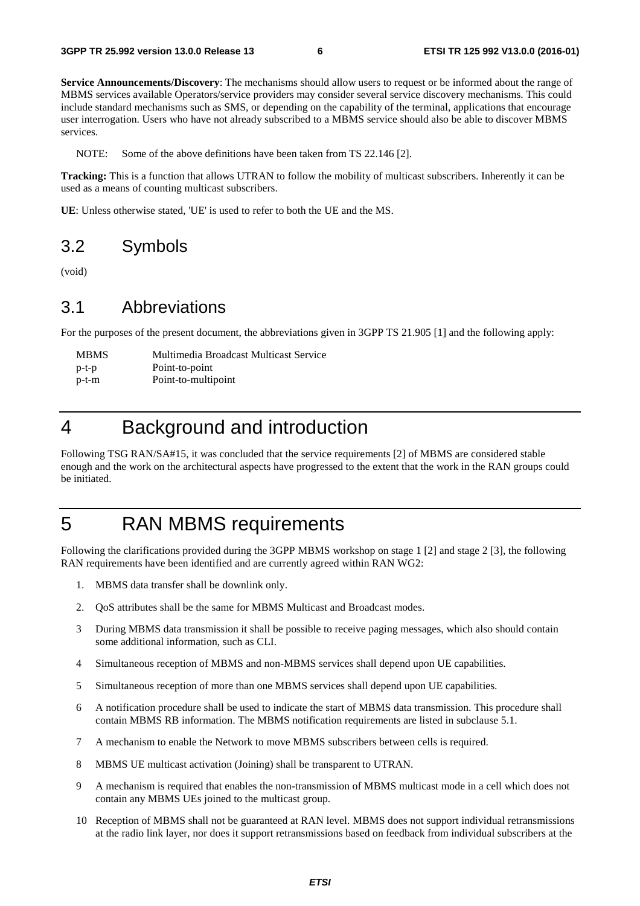**Service Announcements/Discovery**: The mechanisms should allow users to request or be informed about the range of MBMS services available Operators/service providers may consider several service discovery mechanisms. This could include standard mechanisms such as SMS, or depending on the capability of the terminal, applications that encourage user interrogation. Users who have not already subscribed to a MBMS service should also be able to discover MBMS services.

NOTE: Some of the above definitions have been taken from TS 22.146 [2].

**Tracking:** This is a function that allows UTRAN to follow the mobility of multicast subscribers. Inherently it can be used as a means of counting multicast subscribers.

**UE**: Unless otherwise stated, 'UE' is used to refer to both the UE and the MS.

## 3.2 Symbols

(void)

## 3.1 Abbreviations

For the purposes of the present document, the abbreviations given in 3GPP TS 21.905 [1] and the following apply:

| | |
|---|---|
| MBMS | Multimedia Broadcast Multicast Service |
| p-t-p | Point-to-point |
| p-t-m | Point-to-multipoint |

# 4 Background and introduction

Following TSG RAN/SA#15, it was concluded that the service requirements [2] of MBMS are considered stable enough and the work on the architectural aspects have progressed to the extent that the work in the RAN groups could be initiated.

# 5 RAN MBMS requirements

Following the clarifications provided during the 3GPP MBMS workshop on stage 1 [2] and stage 2 [3], the following RAN requirements have been identified and are currently agreed within RAN WG2:

1. MBMS data transfer shall be downlink only.
2. QoS attributes shall be the same for MBMS Multicast and Broadcast modes.
3. During MBMS data transmission it shall be possible to receive paging messages, which also should contain some additional information, such as CLI.
4. Simultaneous reception of MBMS and non-MBMS services shall depend upon UE capabilities.
5. Simultaneous reception of more than one MBMS services shall depend upon UE capabilities.
6. A notification procedure shall be used to indicate the start of MBMS data transmission. This procedure shall contain MBMS RB information. The MBMS notification requirements are listed in subclause 5.1.
7. A mechanism to enable the Network to move MBMS subscribers between cells is required.
8. MBMS UE multicast activation (Joining) shall be transparent to UTRAN.
9. A mechanism is required that enables the non-transmission of MBMS multicast mode in a cell which does not contain any MBMS UEs joined to the multicast group.
10. Reception of MBMS shall not be guaranteed at RAN level. MBMS does not support individual retransmissions at the radio link layer, nor does it support retransmissions based on feedback from individual subscribers at the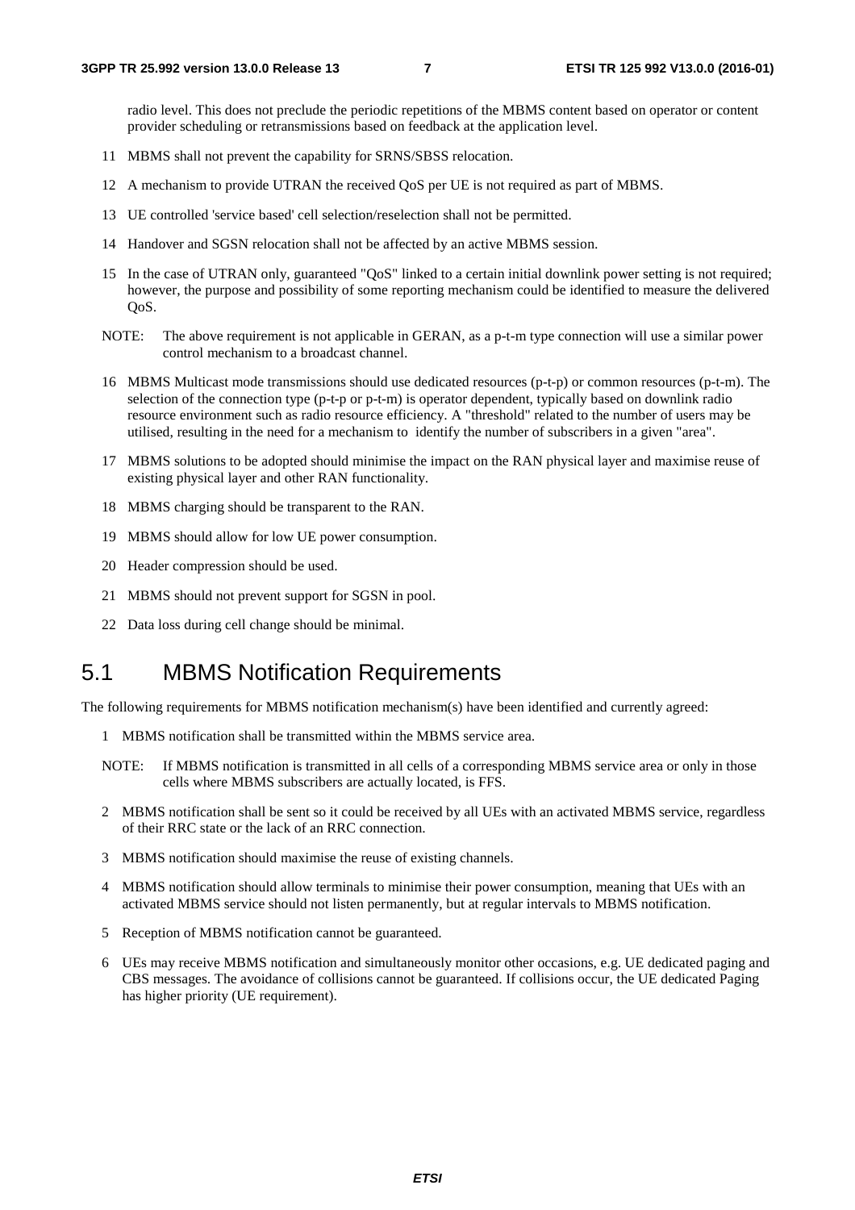radio level. This does not preclude the periodic repetitions of the MBMS content based on operator or content provider scheduling or retransmissions based on feedback at the application level.

11 MBMS shall not prevent the capability for SRNS/SBSS relocation.

12 A mechanism to provide UTRAN the received QoS per UE is not required as part of MBMS.

13 UE controlled 'service based' cell selection/reselection shall not be permitted.

14 Handover and SGSN relocation shall not be affected by an active MBMS session.

15 In the case of UTRAN only, guaranteed "QoS" linked to a certain initial downlink power setting is not required; however, the purpose and possibility of some reporting mechanism could be identified to measure the delivered QoS.

NOTE: The above requirement is not applicable in GERAN, as a p-t-m type connection will use a similar power control mechanism to a broadcast channel.

16 MBMS Multicast mode transmissions should use dedicated resources (p-t-p) or common resources (p-t-m). The selection of the connection type (p-t-p or p-t-m) is operator dependent, typically based on downlink radio resource environment such as radio resource efficiency. A "threshold" related to the number of users may be utilised, resulting in the need for a mechanism to identify the number of subscribers in a given "area".

17 MBMS solutions to be adopted should minimise the impact on the RAN physical layer and maximise reuse of existing physical layer and other RAN functionality.

18 MBMS charging should be transparent to the RAN.

19 MBMS should allow for low UE power consumption.

20 Header compression should be used.

21 MBMS should not prevent support for SGSN in pool.

22 Data loss during cell change should be minimal.

## 5.1 MBMS Notification Requirements

The following requirements for MBMS notification mechanism(s) have been identified and currently agreed:

1 MBMS notification shall be transmitted within the MBMS service area.

NOTE: If MBMS notification is transmitted in all cells of a corresponding MBMS service area or only in those cells where MBMS subscribers are actually located, is FFS.

2 MBMS notification shall be sent so it could be received by all UEs with an activated MBMS service, regardless of their RRC state or the lack of an RRC connection.

3 MBMS notification should maximise the reuse of existing channels.

4 MBMS notification should allow terminals to minimise their power consumption, meaning that UEs with an activated MBMS service should not listen permanently, but at regular intervals to MBMS notification.

5 Reception of MBMS notification cannot be guaranteed.

6 UEs may receive MBMS notification and simultaneously monitor other occasions, e.g. UE dedicated paging and CBS messages. The avoidance of collisions cannot be guaranteed. If collisions occur, the UE dedicated Paging has higher priority (UE requirement).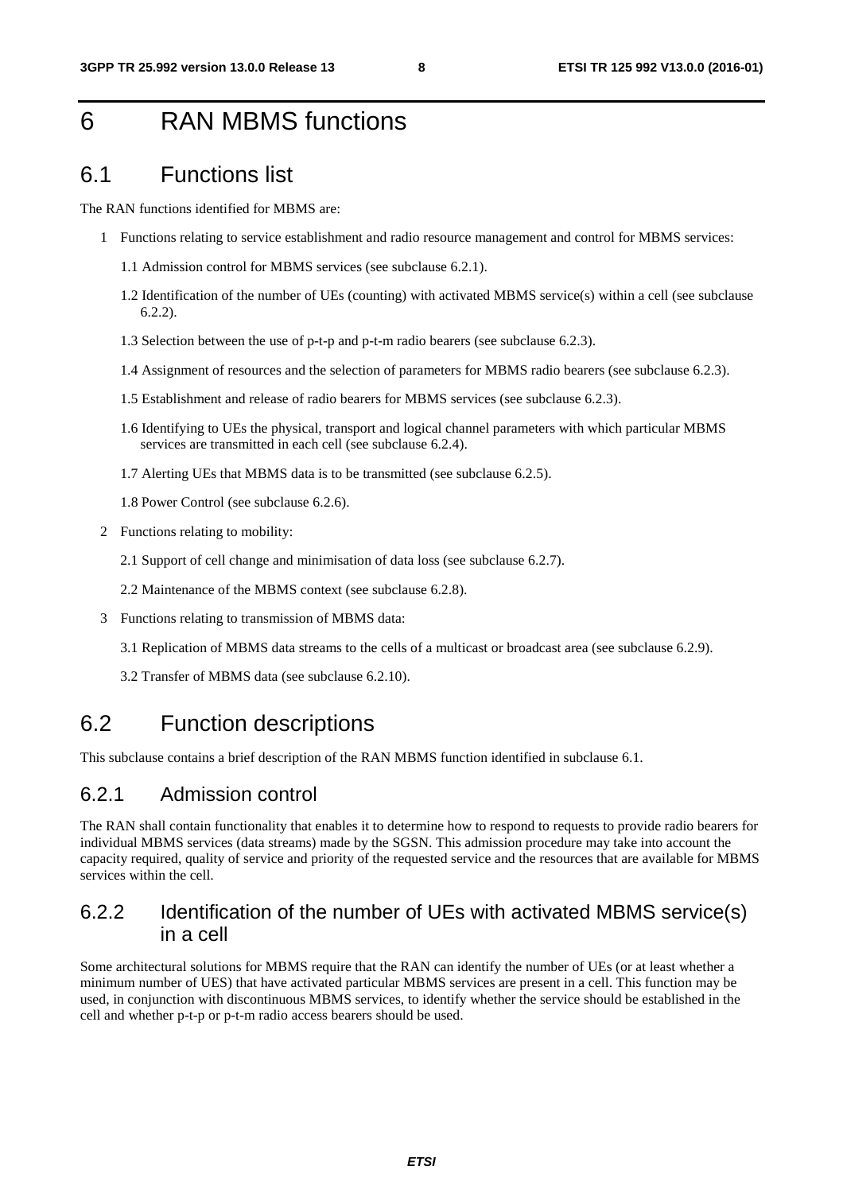# 6 RAN MBMS functions

## 6.1 Functions list

The RAN functions identified for MBMS are:

1 Functions relating to service establishment and radio resource management and control for MBMS services:

  1.1 Admission control for MBMS services (see subclause 6.2.1).

  1.2 Identification of the number of UEs (counting) with activated MBMS service(s) within a cell (see subclause 6.2.2).

  1.3 Selection between the use of p-t-p and p-t-m radio bearers (see subclause 6.2.3).

  1.4 Assignment of resources and the selection of parameters for MBMS radio bearers (see subclause 6.2.3).

  1.5 Establishment and release of radio bearers for MBMS services (see subclause 6.2.3).

  1.6 Identifying to UEs the physical, transport and logical channel parameters with which particular MBMS services are transmitted in each cell (see subclause 6.2.4).

  1.7 Alerting UEs that MBMS data is to be transmitted (see subclause 6.2.5).

  1.8 Power Control (see subclause 6.2.6).

2 Functions relating to mobility:

  2.1 Support of cell change and minimisation of data loss (see subclause 6.2.7).

  2.2 Maintenance of the MBMS context (see subclause 6.2.8).

3 Functions relating to transmission of MBMS data:

  3.1 Replication of MBMS data streams to the cells of a multicast or broadcast area (see subclause 6.2.9).

  3.2 Transfer of MBMS data (see subclause 6.2.10).

## 6.2 Function descriptions

This subclause contains a brief description of the RAN MBMS function identified in subclause 6.1.

### 6.2.1 Admission control

The RAN shall contain functionality that enables it to determine how to respond to requests to provide radio bearers for individual MBMS services (data streams) made by the SGSN. This admission procedure may take into account the capacity required, quality of service and priority of the requested service and the resources that are available for MBMS services within the cell.

### 6.2.2 Identification of the number of UEs with activated MBMS service(s) in a cell

Some architectural solutions for MBMS require that the RAN can identify the number of UEs (or at least whether a minimum number of UES) that have activated particular MBMS services are present in a cell. This function may be used, in conjunction with discontinuous MBMS services, to identify whether the service should be established in the cell and whether p-t-p or p-t-m radio access bearers should be used.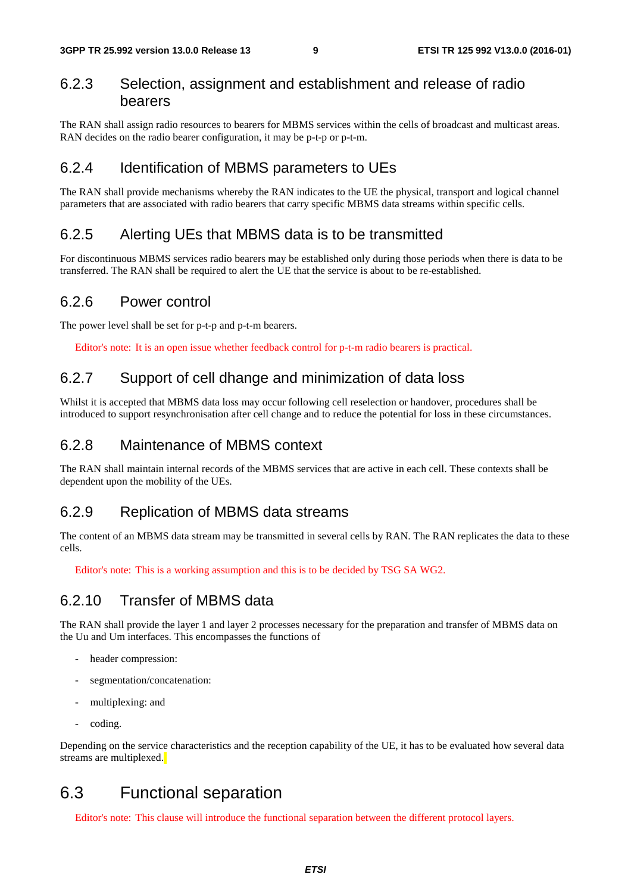### 6.2.3 Selection, assignment and establishment and release of radio bearers

The RAN shall assign radio resources to bearers for MBMS services within the cells of broadcast and multicast areas. RAN decides on the radio bearer configuration, it may be p-t-p or p-t-m.

### 6.2.4 Identification of MBMS parameters to UEs

The RAN shall provide mechanisms whereby the RAN indicates to the UE the physical, transport and logical channel parameters that are associated with radio bearers that carry specific MBMS data streams within specific cells.

### 6.2.5 Alerting UEs that MBMS data is to be transmitted

For discontinuous MBMS services radio bearers may be established only during those periods when there is data to be transferred. The RAN shall be required to alert the UE that the service is about to be re-established.

### 6.2.6 Power control

The power level shall be set for p-t-p and p-t-m bearers.

Editor's note: It is an open issue whether feedback control for p-t-m radio bearers is practical.

### 6.2.7 Support of cell dhange and minimization of data loss

Whilst it is accepted that MBMS data loss may occur following cell reselection or handover, procedures shall be introduced to support resynchronisation after cell change and to reduce the potential for loss in these circumstances.

### 6.2.8 Maintenance of MBMS context

The RAN shall maintain internal records of the MBMS services that are active in each cell. These contexts shall be dependent upon the mobility of the UEs.

### 6.2.9 Replication of MBMS data streams

The content of an MBMS data stream may be transmitted in several cells by RAN. The RAN replicates the data to these cells.

Editor's note: This is a working assumption and this is to be decided by TSG SA WG2.

### 6.2.10 Transfer of MBMS data

The RAN shall provide the layer 1 and layer 2 processes necessary for the preparation and transfer of MBMS data on the Uu and Um interfaces. This encompasses the functions of

- header compression:
- segmentation/concatenation:
- multiplexing: and
- coding.

Depending on the service characteristics and the reception capability of the UE, it has to be evaluated how several data streams are multiplexed.

## 6.3 Functional separation

Editor's note: This clause will introduce the functional separation between the different protocol layers.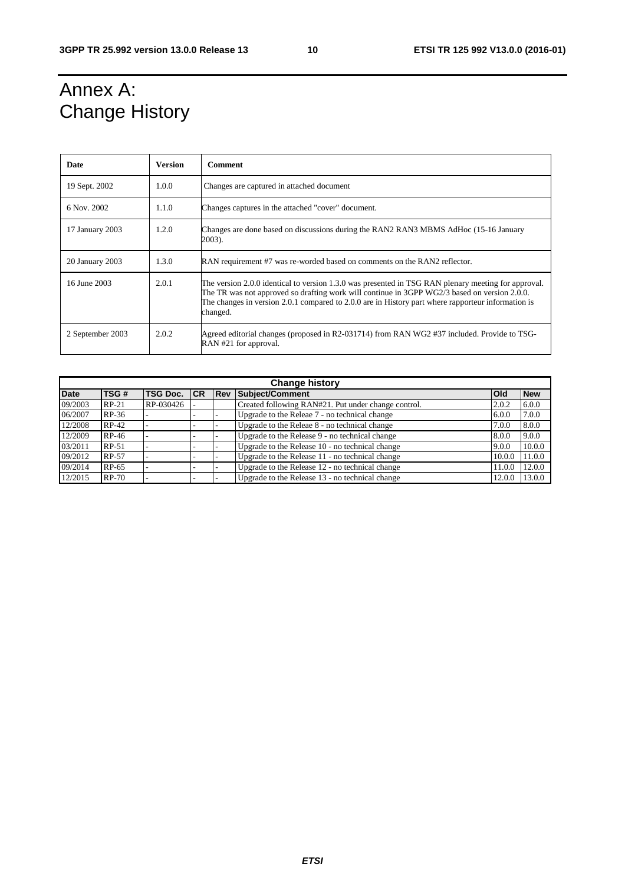# Annex A: Change History

| Date | Version | Comment |
|---|---|---|
| 19 Sept. 2002 | 1.0.0 | Changes are captured in attached document |
| 6 Nov. 2002 | 1.1.0 | Changes captures in the attached "cover" document. |
| 17 January 2003 | 1.2.0 | Changes are done based on discussions during the RAN2 RAN3 MBMS AdHoc (15-16 January 2003). |
| 20 January 2003 | 1.3.0 | RAN requirement #7 was re-worded based on comments on the RAN2 reflector. |
| 16 June 2003 | 2.0.1 | The version 2.0.0 identical to version 1.3.0 was presented in TSG RAN plenary meeting for approval. The TR was not approved so drafting work will continue in 3GPP WG2/3 based on version 2.0.0. The changes in version 2.0.1 compared to 2.0.0 are in History part where rapporteur information is changed. |
| 2 September 2003 | 2.0.2 | Agreed editorial changes (proposed in R2-031714) from RAN WG2 #37 included. Provide to TSG-RAN #21 for approval. |

| Change history | | | | | | | |
|---|---|---|---|---|---|---|---|
| **Date** | **TSG #** | **TSG Doc.** | **CR** | **Rev** | **Subject/Comment** | **Old** | **New** |
| 09/2003 | RP-21 | RP-030426 | - | | Created following RAN#21. Put under change control. | 2.0.2 | 6.0.0 |
| 06/2007 | RP-36 | - | - | - | Upgrade to the Releae 7 - no technical change | 6.0.0 | 7.0.0 |
| 12/2008 | RP-42 | - | - | - | Upgrade to the Releae 8 - no technical change | 7.0.0 | 8.0.0 |
| 12/2009 | RP-46 | - | - | - | Upgrade to the Release 9 - no technical change | 8.0.0 | 9.0.0 |
| 03/2011 | RP-51 | - | - | - | Upgrade to the Release 10 - no technical change | 9.0.0 | 10.0.0 |
| 09/2012 | RP-57 | - | - | - | Upgrade to the Release 11 - no technical change | 10.0.0 | 11.0.0 |
| 09/2014 | RP-65 | - | - | - | Upgrade to the Release 12 - no technical change | 11.0.0 | 12.0.0 |
| 12/2015 | RP-70 | - | - | - | Upgrade to the Release 13 - no technical change | 12.0.0 | 13.0.0 |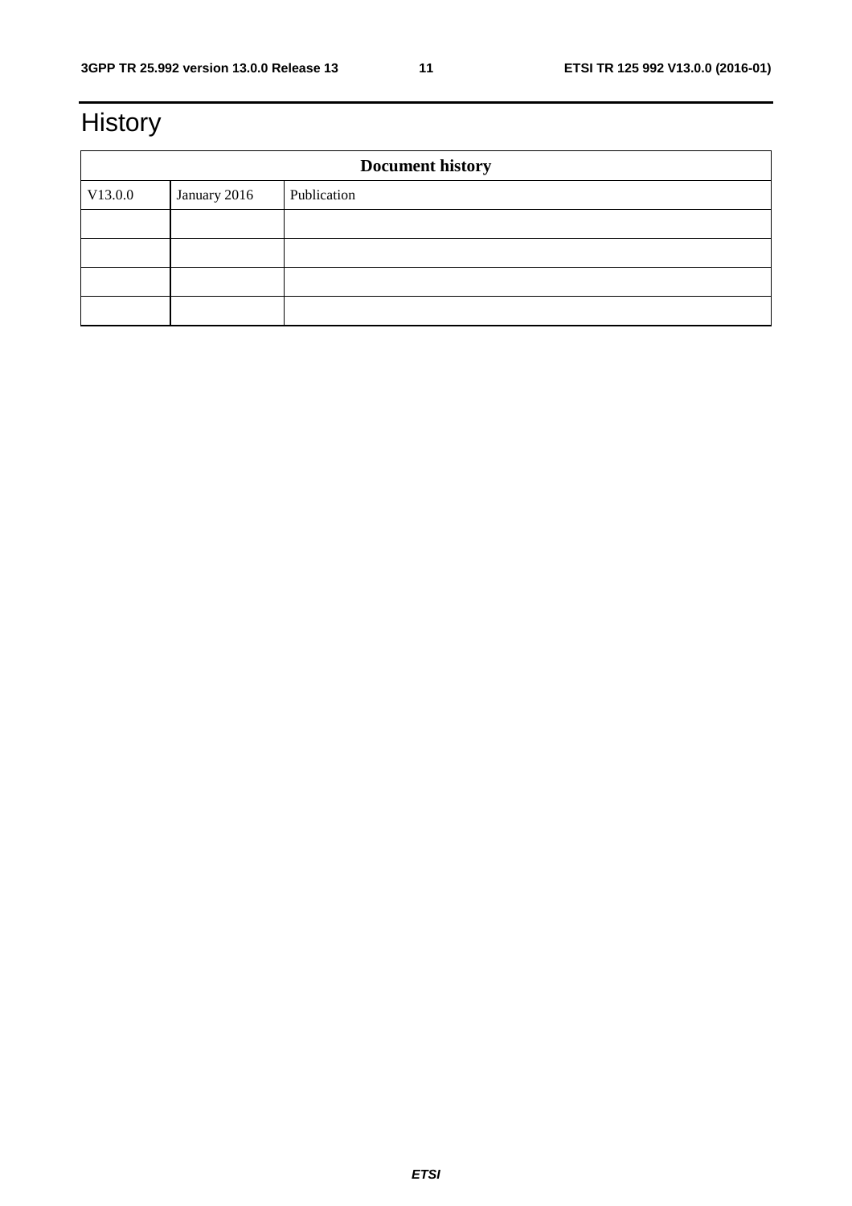# History

| Document history | | |
|---|---|---|
| V13.0.0 | January 2016 | Publication |
| | | |
| | | |
| | | |
| | | |